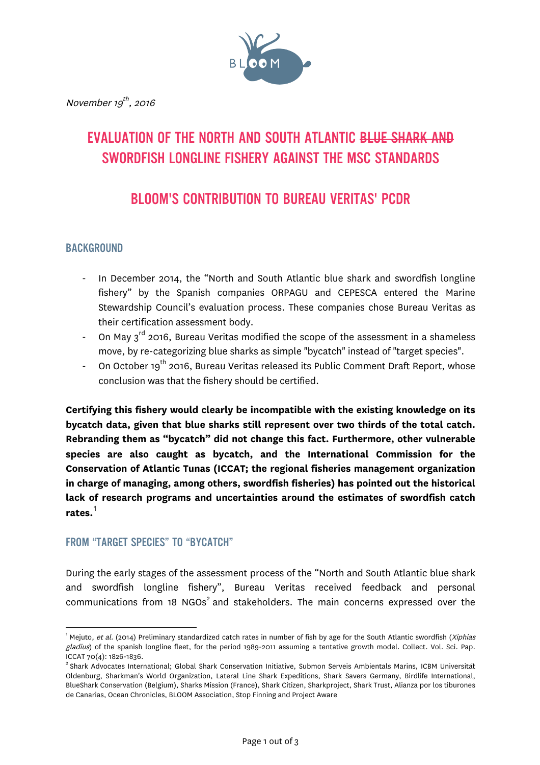November 19th, 2016

# EVALUATION OF THE NORTH AND SOUTH ATLANTIC ~~BLUE SHARK AND~~ SWORDFISH LONGLINE FISHERY AGAINST THE MSC STANDARDS

# BLOOM'S CONTRIBUTION TO BUREAU VERITAS' PCDR

## BACKGROUND

- In December 2014, the "North and South Atlantic blue shark and swordfish longline fishery" by the Spanish companies ORPAGU and CEPESCA entered the Marine Stewardship Council's evaluation process. These companies chose Bureau Veritas as their certification assessment body.
- On May 3rd 2016, Bureau Veritas modified the scope of the assessment in a shameless move, by re-categorizing blue sharks as simple "bycatch" instead of "target species".
- On October 19th 2016, Bureau Veritas released its Public Comment Draft Report, whose conclusion was that the fishery should be certified.

**Certifying this fishery would clearly be incompatible with the existing knowledge on its bycatch data, given that blue sharks still represent over two thirds of the total catch. Rebranding them as "bycatch" did not change this fact. Furthermore, other vulnerable species are also caught as bycatch, and the International Commission for the Conservation of Atlantic Tunas (ICCAT; the regional fisheries management organization in charge of managing, among others, swordfish fisheries) has pointed out the historical lack of research programs and uncertainties around the estimates of swordfish catch rates.**[1]

## FROM "TARGET SPECIES" TO "BYCATCH"

During the early stages of the assessment process of the "North and South Atlantic blue shark and swordfish longline fishery", Bureau Veritas received feedback and personal communications from 18 NGOs[2] and stakeholders. The main concerns expressed over the

[1] Mejuto, *et al.* (2014) Preliminary standardized catch rates in number of fish by age for the South Atlantic swordfish (*Xiphias gladius*) of the spanish longline fleet, for the period 1989-2011 assuming a tentative growth model. Collect. Vol. Sci. Pap. ICCAT 70(4): 1826-1836.

[2] Shark Advocates International; Global Shark Conservation Initiative, Submon Serveis Ambientals Marins, ICBM Universität Oldenburg, Sharkman's World Organization, Lateral Line Shark Expeditions, Shark Savers Germany, Birdlife International, BlueShark Conservation (Belgium), Sharks Mission (France), Shark Citizen, Sharkproject, Shark Trust, Alianza por los tiburones de Canarias, Ocean Chronicles, BLOOM Association, Stop Finning and Project Aware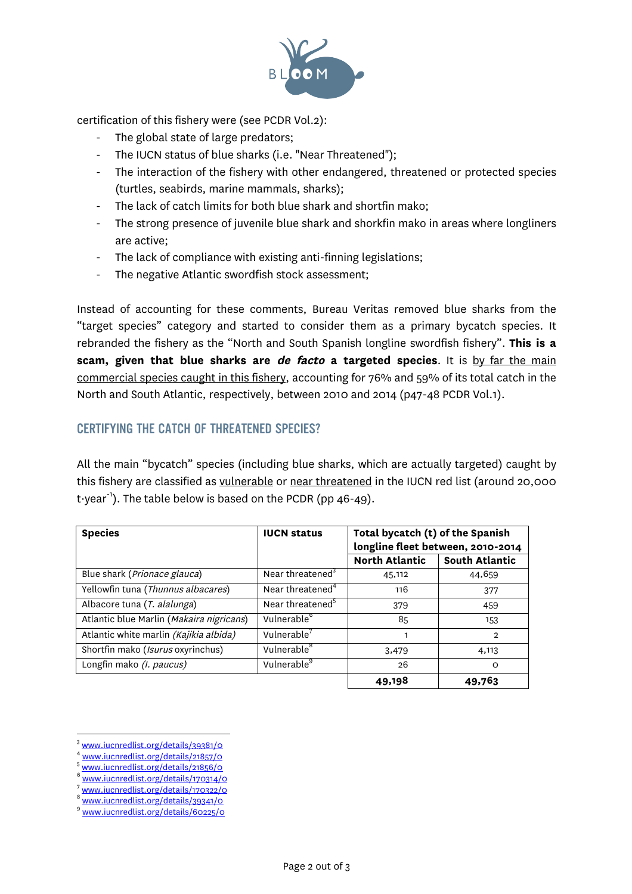certification of this fishery were (see PCDR Vol.2):

- The global state of large predators;
- The IUCN status of blue sharks (i.e. "Near Threatened");
- The interaction of the fishery with other endangered, threatened or protected species (turtles, seabirds, marine mammals, sharks);
- The lack of catch limits for both blue shark and shortfin mako;
- The strong presence of juvenile blue shark and shorkfin mako in areas where longliners are active;
- The lack of compliance with existing anti-finning legislations;
- The negative Atlantic swordfish stock assessment;

Instead of accounting for these comments, Bureau Veritas removed blue sharks from the "target species" category and started to consider them as a primary bycatch species. It rebranded the fishery as the "North and South Spanish longline swordfish fishery". **This is a scam, given that blue sharks are *de facto* a targeted species**. It is by far the main commercial species caught in this fishery, accounting for 76% and 59% of its total catch in the North and South Atlantic, respectively, between 2010 and 2014 (p47-48 PCDR Vol.1).

## CERTIFYING THE CATCH OF THREATENED SPECIES?

All the main "bycatch" species (including blue sharks, which are actually targeted) caught by this fishery are classified as vulnerable or near threatened in the IUCN red list (around 20,000 $t \cdot year^{-1}$). The table below is based on the PCDR (pp 46-49).

| Species | IUCN status | Total bycatch (t) of the Spanish longline fleet between, 2010-2014 | |
|---|---|---|---|
| | | North Atlantic | South Atlantic |
| Blue shark (*Prionace glauca*) | Near threatened[3] | 45,112 | 44,659 |
| Yellowfin tuna (*Thunnus albacares*) | Near threatened[4] | 116 | 377 |
| Albacore tuna (*T. alalunga*) | Near threatened[5] | 379 | 459 |
| Atlantic blue Marlin (*Makaira nigricans*) | Vulnerable[6] | 85 | 153 |
| Atlantic white marlin *(Kajikia albida)* | Vulnerable[7] | 1 | 2 |
| Shortfin mako (*Isurus* oxyrinchus) | Vulnerable[8] | 3,479 | 4,113 |
| Longfin mako *(I. paucus)* | Vulnerable[9] | 26 | 0 |
| | | **49,198** | **49,763** |

[3] www.iucnredlist.org/details/39381/0
[4] www.iucnredlist.org/details/21857/0
[5] www.iucnredlist.org/details/21856/0
[6] www.iucnredlist.org/details/170314/0
[7] www.iucnredlist.org/details/170322/0
[8] www.iucnredlist.org/details/39341/0
[9] www.iucnredlist.org/details/60225/0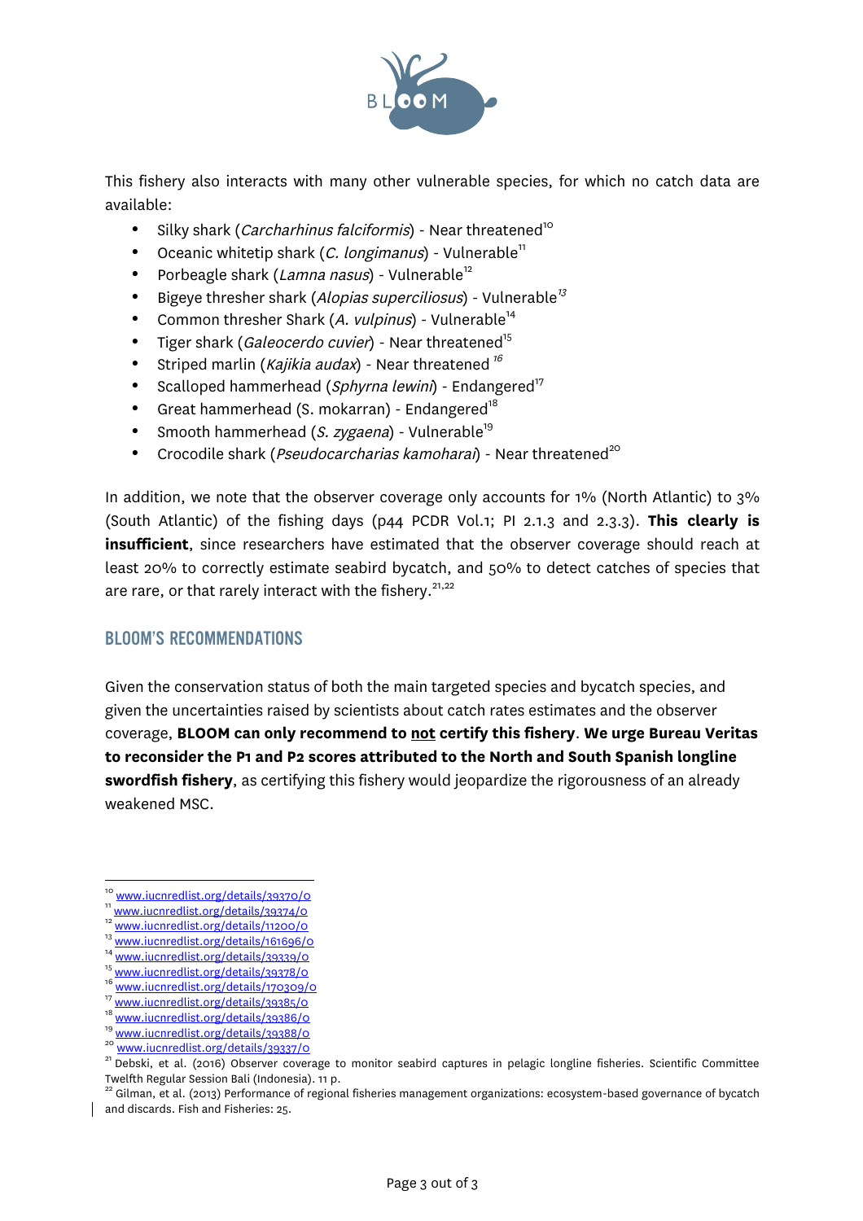This fishery also interacts with many other vulnerable species, for which no catch data are available:

- Silky shark (*Carcharhinus falciformis*) - Near threatened[10]
- Oceanic whitetip shark (*C. longimanus*) - Vulnerable[11]
- Porbeagle shark (*Lamna nasus*) - Vulnerable[12]
- Bigeye thresher shark (*Alopias superciliosus*) - Vulnerable[13]
- Common thresher Shark (*A. vulpinus*) - Vulnerable[14]
- Tiger shark (*Galeocerdo cuvier*) - Near threatened[15]
- Striped marlin (*Kajikia audax*) - Near threatened [16]
- Scalloped hammerhead (*Sphyrna lewini*) - Endangered[17]
- Great hammerhead (S. mokarran) - Endangered[18]
- Smooth hammerhead (*S. zygaena*) - Vulnerable[19]
- Crocodile shark (*Pseudocarcharias kamoharai*) - Near threatened[20]

In addition, we note that the observer coverage only accounts for 1% (North Atlantic) to 3% (South Atlantic) of the fishing days (p44 PCDR Vol.1; PI 2.1.3 and 2.3.3). **This clearly is insufficient**, since researchers have estimated that the observer coverage should reach at least 20% to correctly estimate seabird bycatch, and 50% to detect catches of species that are rare, or that rarely interact with the fishery.[21,22]

## BLOOM'S RECOMMENDATIONS

Given the conservation status of both the main targeted species and bycatch species, and given the uncertainties raised by scientists about catch rates estimates and the observer coverage, **BLOOM can only recommend to <u>not</u> certify this fishery**. **We urge Bureau Veritas to reconsider the P1 and P2 scores attributed to the North and South Spanish longline swordfish fishery**, as certifying this fishery would jeopardize the rigorousness of an already weakened MSC.

---

[10] www.iucnredlist.org/details/39370/0
[11] www.iucnredlist.org/details/39374/0
[12] www.iucnredlist.org/details/11200/0
[13] www.iucnredlist.org/details/161696/0
[14] www.iucnredlist.org/details/39339/0
[15] www.iucnredlist.org/details/39378/0
[16] www.iucnredlist.org/details/170309/0
[17] www.iucnredlist.org/details/39385/0
[18] www.iucnredlist.org/details/39386/0
[19] www.iucnredlist.org/details/39388/0
[20] www.iucnredlist.org/details/39337/0
[21] Debski, et al. (2016) Observer coverage to monitor seabird captures in pelagic longline fisheries. Scientific Committee Twelfth Regular Session Bali (Indonesia). 11 p.
[22] Gilman, et al. (2013) Performance of regional fisheries management organizations: ecosystem-based governance of bycatch and discards. Fish and Fisheries: 25.